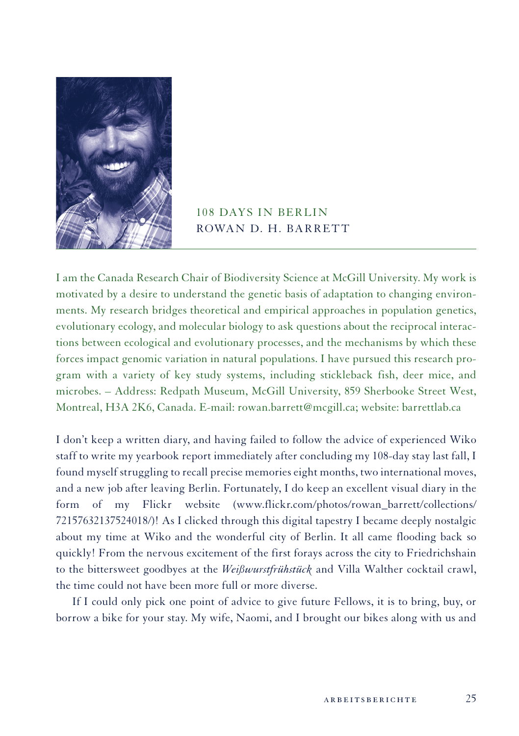# 108 DAYS IN BERLIN
## ROWAN D. H. BARRETT

I am the Canada Research Chair of Biodiversity Science at McGill University. My work is motivated by a desire to understand the genetic basis of adaptation to changing environments. My research bridges theoretical and empirical approaches in population genetics, evolutionary ecology, and molecular biology to ask questions about the reciprocal interactions between ecological and evolutionary processes, and the mechanisms by which these forces impact genomic variation in natural populations. I have pursued this research program with a variety of key study systems, including stickleback fish, deer mice, and microbes. – Address: Redpath Museum, McGill University, 859 Sherbooke Street West, Montreal, H3A 2K6, Canada. E-mail: rowan.barrett@mcgill.ca; website: barrettlab.ca

I don't keep a written diary, and having failed to follow the advice of experienced Wiko staff to write my yearbook report immediately after concluding my 108-day stay last fall, I found myself struggling to recall precise memories eight months, two international moves, and a new job after leaving Berlin. Fortunately, I do keep an excellent visual diary in the form of my Flickr website (www.flickr.com/photos/rowan_barrett/collections/72157632137524018/)! As I clicked through this digital tapestry I became deeply nostalgic about my time at Wiko and the wonderful city of Berlin. It all came flooding back so quickly! From the nervous excitement of the first forays across the city to Friedrichshain to the bittersweet goodbyes at the *Weißwurstfrühstück* and Villa Walther cocktail crawl, the time could not have been more full or more diverse.

If I could only pick one point of advice to give future Fellows, it is to bring, buy, or borrow a bike for your stay. My wife, Naomi, and I brought our bikes along with us and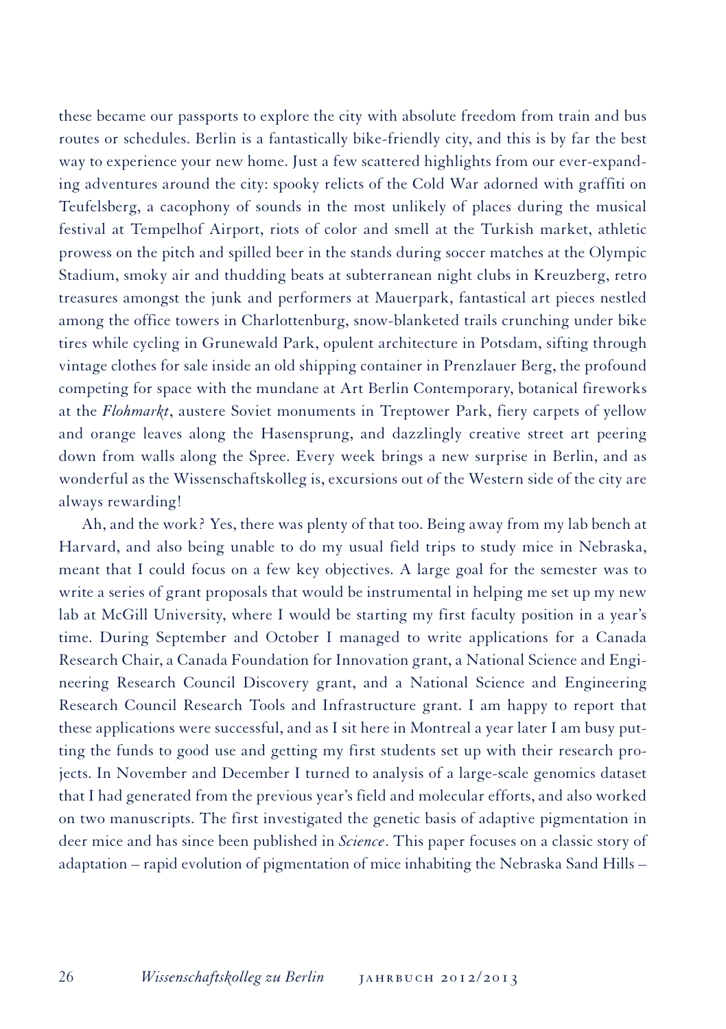these became our passports to explore the city with absolute freedom from train and bus routes or schedules. Berlin is a fantastically bike-friendly city, and this is by far the best way to experience your new home. Just a few scattered highlights from our ever-expanding adventures around the city: spooky relicts of the Cold War adorned with graffiti on Teufelsberg, a cacophony of sounds in the most unlikely of places during the musical festival at Tempelhof Airport, riots of color and smell at the Turkish market, athletic prowess on the pitch and spilled beer in the stands during soccer matches at the Olympic Stadium, smoky air and thudding beats at subterranean night clubs in Kreuzberg, retro treasures amongst the junk and performers at Mauerpark, fantastical art pieces nestled among the office towers in Charlottenburg, snow-blanketed trails crunching under bike tires while cycling in Grunewald Park, opulent architecture in Potsdam, sifting through vintage clothes for sale inside an old shipping container in Prenzlauer Berg, the profound competing for space with the mundane at Art Berlin Contemporary, botanical fireworks at the *Flohmarkt*, austere Soviet monuments in Treptower Park, fiery carpets of yellow and orange leaves along the Hasensprung, and dazzlingly creative street art peering down from walls along the Spree. Every week brings a new surprise in Berlin, and as wonderful as the Wissenschaftskolleg is, excursions out of the Western side of the city are always rewarding!

Ah, and the work? Yes, there was plenty of that too. Being away from my lab bench at Harvard, and also being unable to do my usual field trips to study mice in Nebraska, meant that I could focus on a few key objectives. A large goal for the semester was to write a series of grant proposals that would be instrumental in helping me set up my new lab at McGill University, where I would be starting my first faculty position in a year's time. During September and October I managed to write applications for a Canada Research Chair, a Canada Foundation for Innovation grant, a National Science and Engineering Research Council Discovery grant, and a National Science and Engineering Research Council Research Tools and Infrastructure grant. I am happy to report that these applications were successful, and as I sit here in Montreal a year later I am busy putting the funds to good use and getting my first students set up with their research projects. In November and December I turned to analysis of a large-scale genomics dataset that I had generated from the previous year's field and molecular efforts, and also worked on two manuscripts. The first investigated the genetic basis of adaptive pigmentation in deer mice and has since been published in *Science*. This paper focuses on a classic story of adaptation – rapid evolution of pigmentation of mice inhabiting the Nebraska Sand Hills –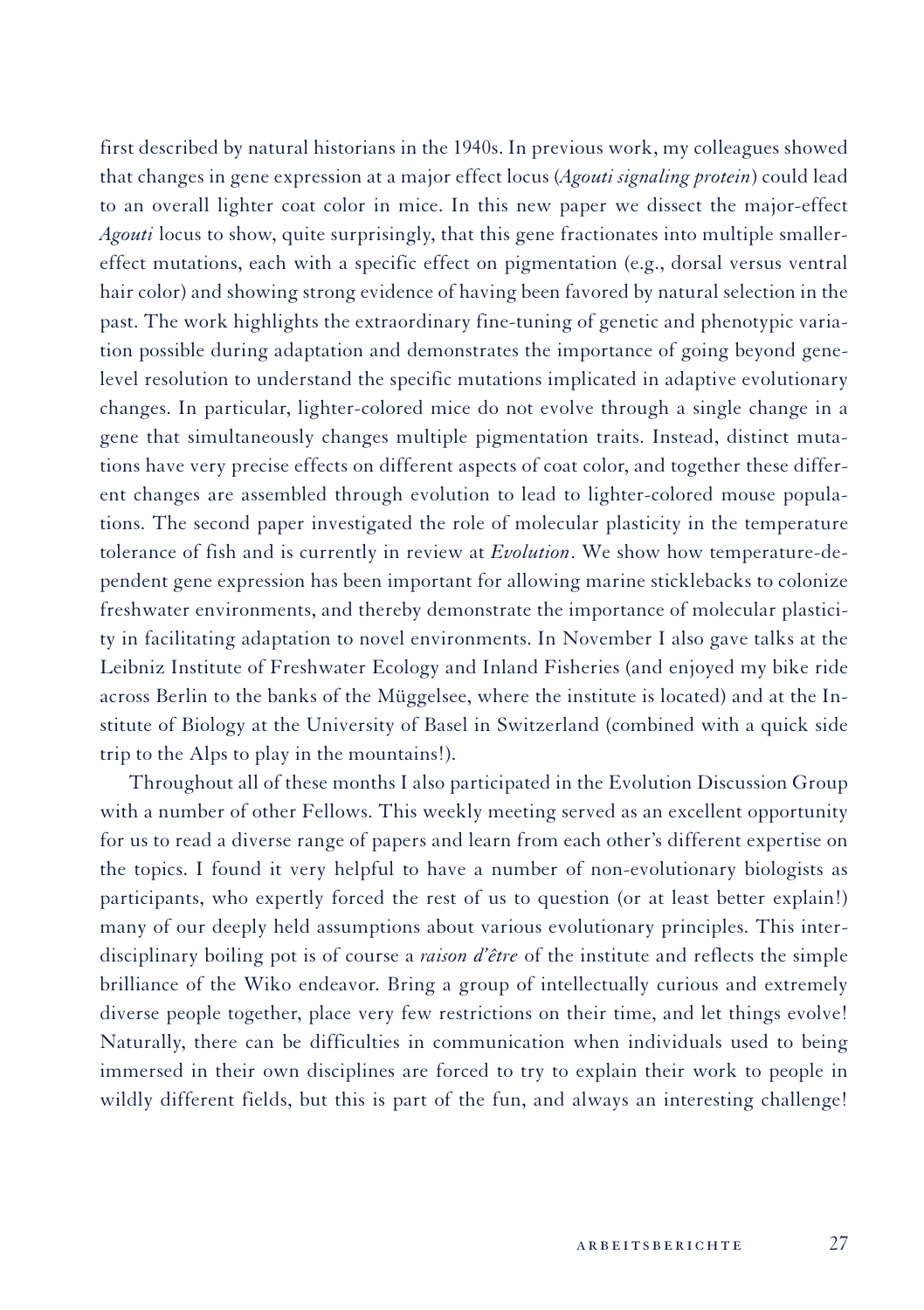first described by natural historians in the 1940s. In previous work, my colleagues showed that changes in gene expression at a major effect locus (*Agouti signaling protein*) could lead to an overall lighter coat color in mice. In this new paper we dissect the major-effect *Agouti* locus to show, quite surprisingly, that this gene fractionates into multiple smaller-effect mutations, each with a specific effect on pigmentation (e.g., dorsal versus ventral hair color) and showing strong evidence of having been favored by natural selection in the past. The work highlights the extraordinary fine-tuning of genetic and phenotypic variation possible during adaptation and demonstrates the importance of going beyond gene-level resolution to understand the specific mutations implicated in adaptive evolutionary changes. In particular, lighter-colored mice do not evolve through a single change in a gene that simultaneously changes multiple pigmentation traits. Instead, distinct mutations have very precise effects on different aspects of coat color, and together these different changes are assembled through evolution to lead to lighter-colored mouse populations. The second paper investigated the role of molecular plasticity in the temperature tolerance of fish and is currently in review at *Evolution*. We show how temperature-dependent gene expression has been important for allowing marine sticklebacks to colonize freshwater environments, and thereby demonstrate the importance of molecular plasticity in facilitating adaptation to novel environments. In November I also gave talks at the Leibniz Institute of Freshwater Ecology and Inland Fisheries (and enjoyed my bike ride across Berlin to the banks of the Müggelsee, where the institute is located) and at the Institute of Biology at the University of Basel in Switzerland (combined with a quick side trip to the Alps to play in the mountains!).

Throughout all of these months I also participated in the Evolution Discussion Group with a number of other Fellows. This weekly meeting served as an excellent opportunity for us to read a diverse range of papers and learn from each other's different expertise on the topics. I found it very helpful to have a number of non-evolutionary biologists as participants, who expertly forced the rest of us to question (or at least better explain!) many of our deeply held assumptions about various evolutionary principles. This interdisciplinary boiling pot is of course a *raison d'être* of the institute and reflects the simple brilliance of the Wiko endeavor. Bring a group of intellectually curious and extremely diverse people together, place very few restrictions on their time, and let things evolve! Naturally, there can be difficulties in communication when individuals used to being immersed in their own disciplines are forced to try to explain their work to people in wildly different fields, but this is part of the fun, and always an interesting challenge!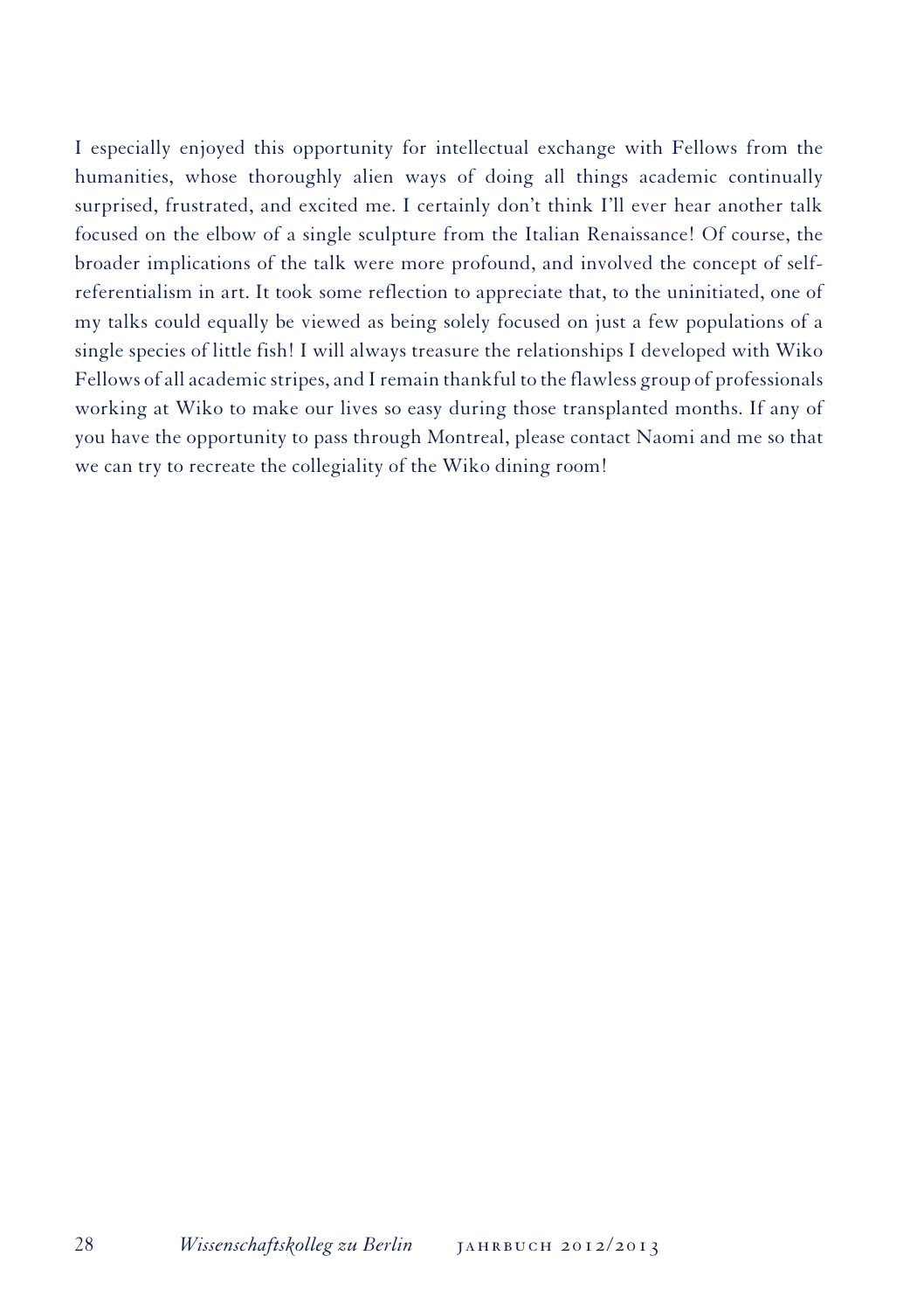I especially enjoyed this opportunity for intellectual exchange with Fellows from the humanities, whose thoroughly alien ways of doing all things academic continually surprised, frustrated, and excited me. I certainly don't think I'll ever hear another talk focused on the elbow of a single sculpture from the Italian Renaissance! Of course, the broader implications of the talk were more profound, and involved the concept of self-referentialism in art. It took some reflection to appreciate that, to the uninitiated, one of my talks could equally be viewed as being solely focused on just a few populations of a single species of little fish! I will always treasure the relationships I developed with Wiko Fellows of all academic stripes, and I remain thankful to the flawless group of professionals working at Wiko to make our lives so easy during those transplanted months. If any of you have the opportunity to pass through Montreal, please contact Naomi and me so that we can try to recreate the collegiality of the Wiko dining room!